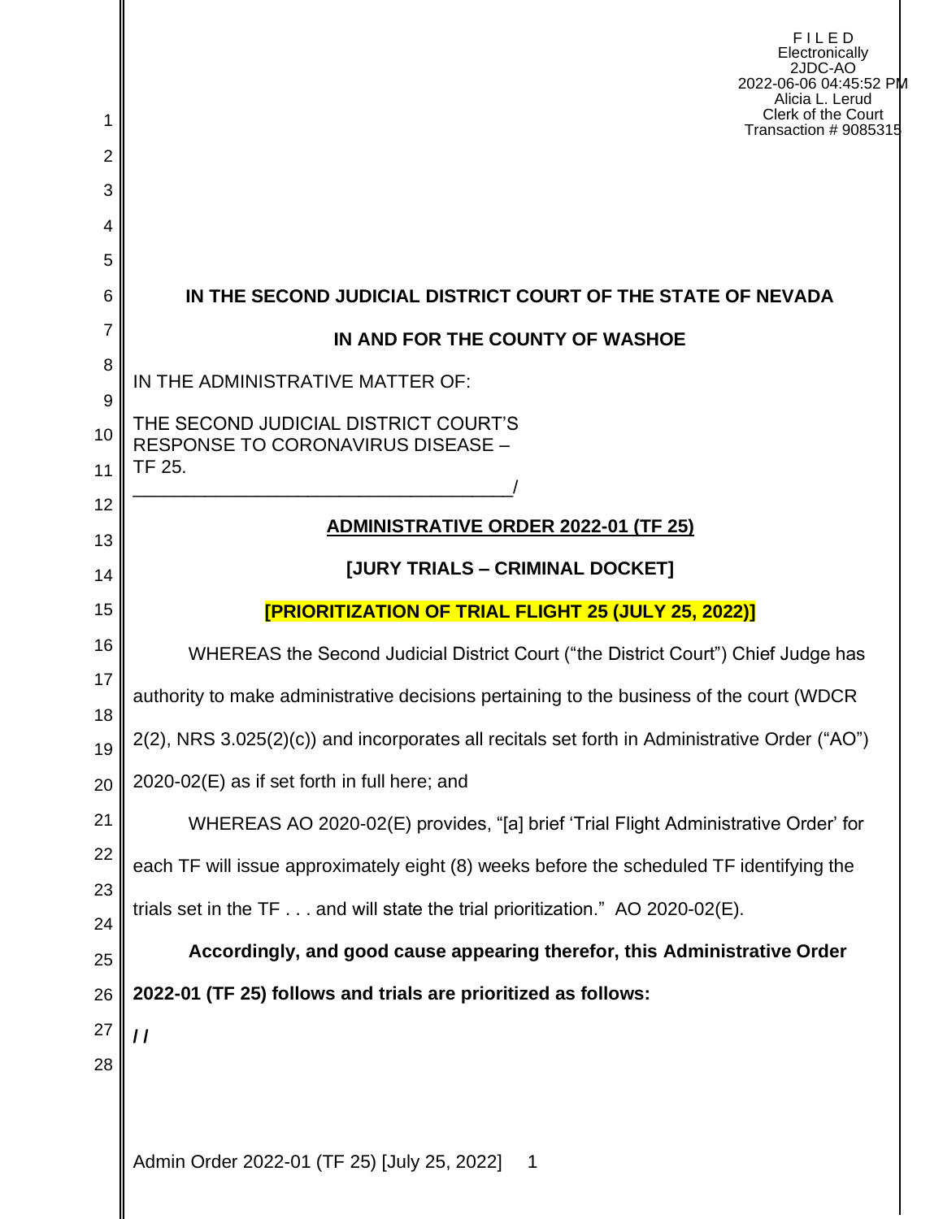F I L E D
Electronically
2JDC-AO
2022-06-06 04:45:52 PM
Alicia L. Lerud
Clerk of the Court
Transaction # 9085315

**IN THE SECOND JUDICIAL DISTRICT COURT OF THE STATE OF NEVADA**

**IN AND FOR THE COUNTY OF WASHOE**

IN THE ADMINISTRATIVE MATTER OF:

THE SECOND JUDICIAL DISTRICT COURT'S RESPONSE TO CORONAVIRUS DISEASE – TF 25.
_____________________________________/

**ADMINISTRATIVE ORDER 2022-01 (TF 25)**

**[JURY TRIALS – CRIMINAL DOCKET]**

**[PRIORITIZATION OF TRIAL FLIGHT 25 (JULY 25, 2022)]**

WHEREAS the Second Judicial District Court ("the District Court") Chief Judge has authority to make administrative decisions pertaining to the business of the court (WDCR 2(2), NRS 3.025(2)(c)) and incorporates all recitals set forth in Administrative Order ("AO") 2020-02(E) as if set forth in full here; and

WHEREAS AO 2020-02(E) provides, "[a] brief 'Trial Flight Administrative Order' for each TF will issue approximately eight (8) weeks before the scheduled TF identifying the trials set in the TF . . . and will state the trial prioritization." AO 2020-02(E).

**Accordingly, and good cause appearing therefor, this Administrative Order 2022-01 (TF 25) follows and trials are prioritized as follows:**

**/ /**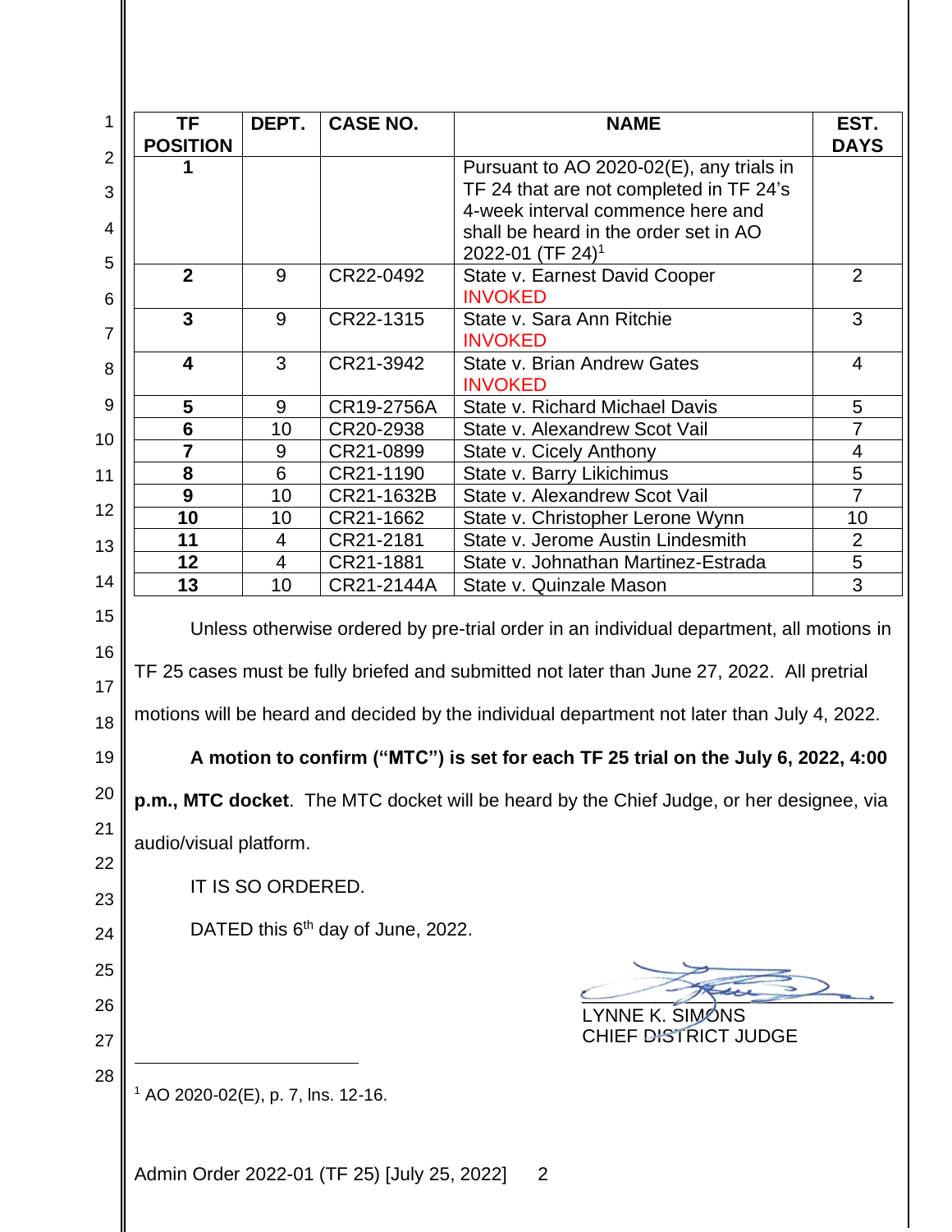| TF POSITION | DEPT. | CASE NO. | NAME | EST. DAYS |
|---|---|---|---|---|
| **1** | | | Pursuant to AO 2020-02(E), any trials in TF 24 that are not completed in TF 24's 4-week interval commence here and shall be heard in the order set in AO 2022-01 (TF 24)[1] | |
| **2** | 9 | CR22-0492 | State v. Earnest David Cooper INVOKED | 2 |
| **3** | 9 | CR22-1315 | State v. Sara Ann Ritchie INVOKED | 3 |
| **4** | 3 | CR21-3942 | State v. Brian Andrew Gates INVOKED | 4 |
| **5** | 9 | CR19-2756A | State v. Richard Michael Davis | 5 |
| **6** | 10 | CR20-2938 | State v. Alexandrew Scot Vail | 7 |
| **7** | 9 | CR21-0899 | State v. Cicely Anthony | 4 |
| **8** | 6 | CR21-1190 | State v. Barry Likichimus | 5 |
| **9** | 10 | CR21-1632B | State v. Alexandrew Scot Vail | 7 |
| **10** | 10 | CR21-1662 | State v. Christopher Lerone Wynn | 10 |
| **11** | 4 | CR21-2181 | State v. Jerome Austin Lindesmith | 2 |
| **12** | 4 | CR21-1881 | State v. Johnathan Martinez-Estrada | 5 |
| **13** | 10 | CR21-2144A | State v. Quinzale Mason | 3 |

Unless otherwise ordered by pre-trial order in an individual department, all motions in TF 25 cases must be fully briefed and submitted not later than June 27, 2022. All pretrial motions will be heard and decided by the individual department not later than July 4, 2022.

**A motion to confirm ("MTC") is set for each TF 25 trial on the July 6, 2022, 4:00 p.m., MTC docket**. The MTC docket will be heard by the Chief Judge, or her designee, via audio/visual platform.

IT IS SO ORDERED.

DATED this 6th day of June, 2022.

LYNNE K. SIMONS
CHIEF DISTRICT JUDGE

[1] AO 2020-02(E), p. 7, lns. 12-16.

Admin Order 2022-01 (TF 25) [July 25, 2022]